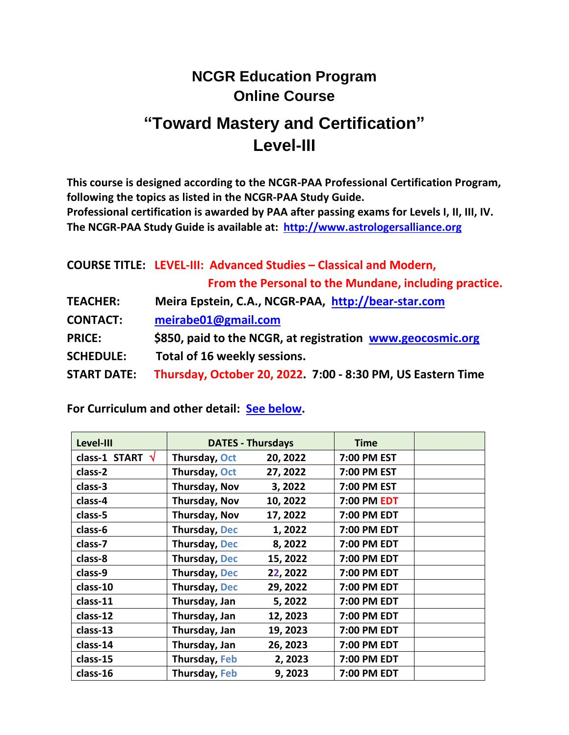# NCGR Education Program
# Online Course

# "Toward Mastery and Certification"
# Level-III

**This course is designed according to the NCGR-PAA Professional Certification Program, following the topics as listed in the NCGR-PAA Study Guide.**
**Professional certification is awarded by PAA after passing exams for Levels I, II, III, IV.**
**The NCGR-PAA Study Guide is available at: [http://www.astrologersalliance.org](http://www.astrologersalliance.org)**

**COURSE TITLE:** **LEVEL-III: Advanced Studies – Classical and Modern, From the Personal to the Mundane, including practice.**

**TEACHER:** **Meira Epstein, C.A., NCGR-PAA, [http://bear-star.com](http://bear-star.com)**

**CONTACT:** **[meirabe01@gmail.com](mailto:meirabe01@gmail.com)**

**PRICE:** **$850, paid to the NCGR, at registration [www.geocosmic.org](http://www.geocosmic.org)**

**SCHEDULE:** **Total of 16 weekly sessions.**

**START DATE:** **Thursday, October 20, 2022. 7:00 - 8:30 PM, US Eastern Time**

**For Curriculum and other detail: See below.**

| Level-III | DATES - Thursdays | Time | |
|---|---|---|---|
| class-1 START √ | Thursday, Oct 20, 2022 | 7:00 PM EST | |
| class-2 | Thursday, Oct 27, 2022 | 7:00 PM EST | |
| class-3 | Thursday, Nov 3, 2022 | 7:00 PM EST | |
| class-4 | Thursday, Nov 10, 2022 | 7:00 PM EDT | |
| class-5 | Thursday, Nov 17, 2022 | 7:00 PM EDT | |
| class-6 | Thursday, Dec 1, 2022 | 7:00 PM EDT | |
| class-7 | Thursday, Dec 8, 2022 | 7:00 PM EDT | |
| class-8 | Thursday, Dec 15, 2022 | 7:00 PM EDT | |
| class-9 | Thursday, Dec 22, 2022 | 7:00 PM EDT | |
| class-10 | Thursday, Dec 29, 2022 | 7:00 PM EDT | |
| class-11 | Thursday, Jan 5, 2022 | 7:00 PM EDT | |
| class-12 | Thursday, Jan 12, 2023 | 7:00 PM EDT | |
| class-13 | Thursday, Jan 19, 2023 | 7:00 PM EDT | |
| class-14 | Thursday, Jan 26, 2023 | 7:00 PM EDT | |
| class-15 | Thursday, Feb 2, 2023 | 7:00 PM EDT | |
| class-16 | Thursday, Feb 9, 2023 | 7:00 PM EDT | |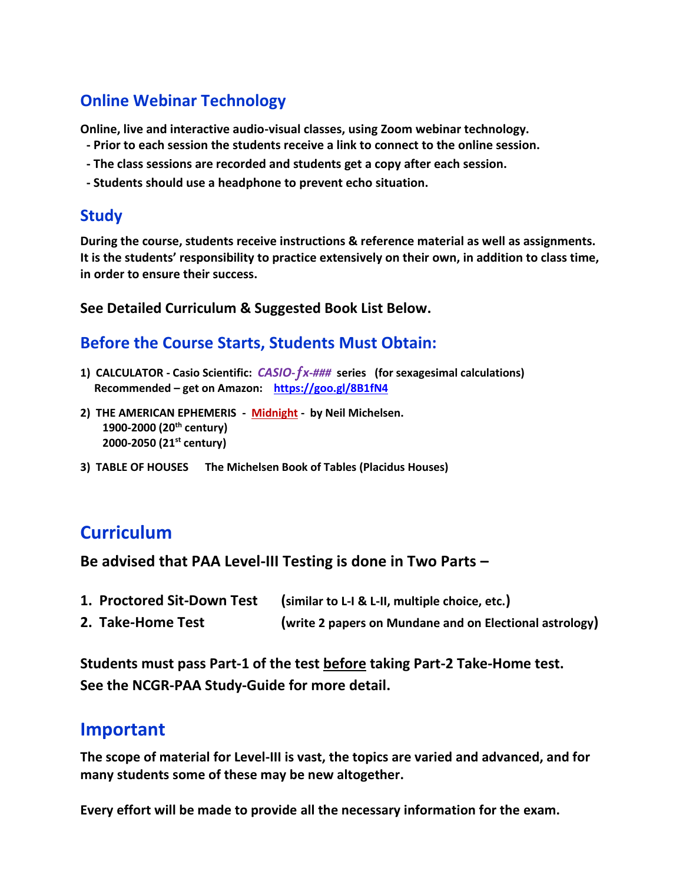## Online Webinar Technology

**Online, live and interactive audio-visual classes, using Zoom webinar technology.**

**- Prior to each session the students receive a link to connect to the online session.**

**- The class sessions are recorded and students get a copy after each session.**

**- Students should use a headphone to prevent echo situation.**

## Study

**During the course, students receive instructions & reference material as well as assignments. It is the students' responsibility to practice extensively on their own, in addition to class time, in order to ensure their success.**

**See Detailed Curriculum & Suggested Book List Below.**

## Before the Course Starts, Students Must Obtain:

1) **CALCULATOR - Casio Scientific: *CASIO-fx-###* series (for sexagesimal calculations)**
   **Recommended – get on Amazon: https://goo.gl/8B1fN4**

2) **THE AMERICAN EPHEMERIS - Midnight - by Neil Michelsen.**
   **1900-2000 (20th century)**
   **2000-2050 (21st century)**

3) **TABLE OF HOUSES   The Michelsen Book of Tables (Placidus Houses)**

# Curriculum

**Be advised that PAA Level-III Testing is done in Two Parts –**

1. **Proctored Sit-Down Test** (similar to L-I & L-II, multiple choice, etc.)
2. **Take-Home Test** (write 2 papers on Mundane and on Electional astrology)

**Students must pass Part-1 of the test before taking Part-2 Take-Home test.**
**See the NCGR-PAA Study-Guide for more detail.**

## Important

**The scope of material for Level-III is vast, the topics are varied and advanced, and for many students some of these may be new altogether.**

**Every effort will be made to provide all the necessary information for the exam.**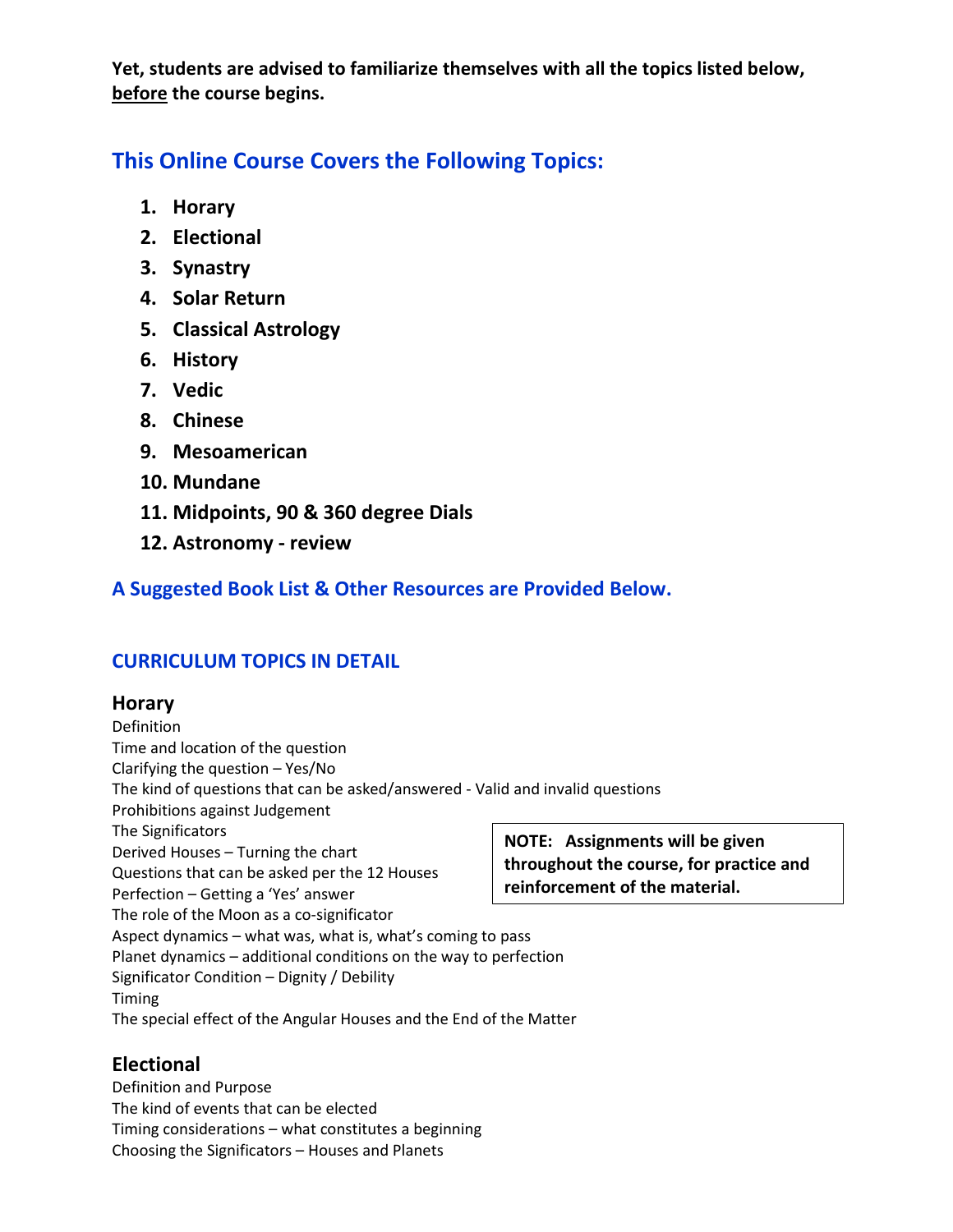**Yet, students are advised to familiarize themselves with all the topics listed below, <u>before</u> the course begins.**

## This Online Course Covers the Following Topics:

1. **Horary**
2. **Electional**
3. **Synastry**
4. **Solar Return**
5. **Classical Astrology**
6. **History**
7. **Vedic**
8. **Chinese**
9. **Mesoamerican**
10. **Mundane**
11. **Midpoints, 90 & 360 degree Dials**
12. **Astronomy - review**

## A Suggested Book List & Other Resources are Provided Below.

## CURRICULUM TOPICS IN DETAIL

### Horary

Definition
Time and location of the question
Clarifying the question – Yes/No
The kind of questions that can be asked/answered - Valid and invalid questions
Prohibitions against Judgement
The Significators
Derived Houses – Turning the chart
Questions that can be asked per the 12 Houses
Perfection – Getting a 'Yes' answer
The role of the Moon as a co-significator
Aspect dynamics – what was, what is, what's coming to pass
Planet dynamics – additional conditions on the way to perfection
Significator Condition – Dignity / Debility
Timing
The special effect of the Angular Houses and the End of the Matter

**NOTE: Assignments will be given throughout the course, for practice and reinforcement of the material.**

### Electional

Definition and Purpose
The kind of events that can be elected
Timing considerations – what constitutes a beginning
Choosing the Significators – Houses and Planets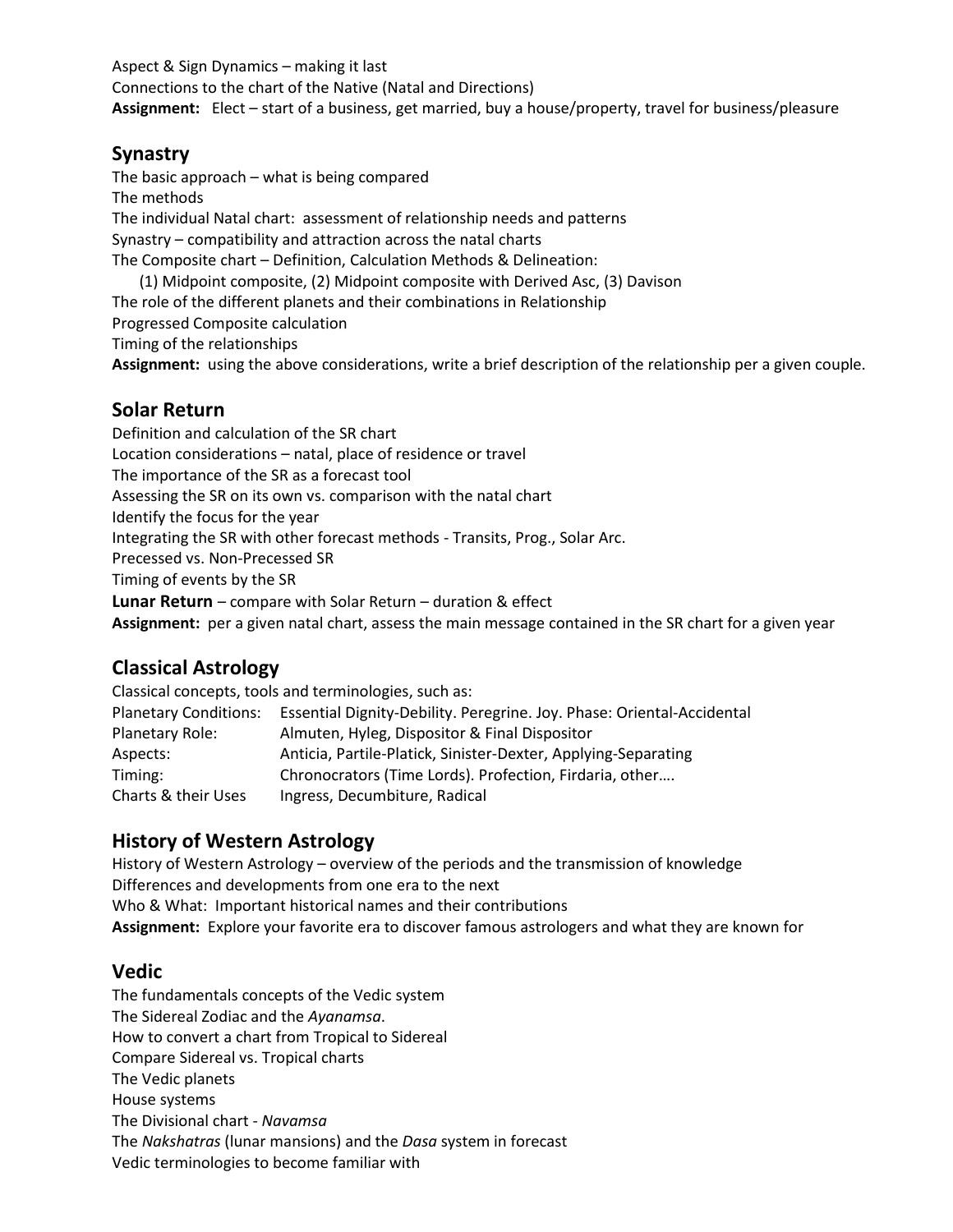Aspect & Sign Dynamics – making it last
Connections to the chart of the Native (Natal and Directions)
**Assignment:** Elect – start of a business, get married, buy a house/property, travel for business/pleasure

## Synastry

The basic approach – what is being compared
The methods
The individual Natal chart: assessment of relationship needs and patterns
Synastry – compatibility and attraction across the natal charts
The Composite chart – Definition, Calculation Methods & Delineation:
(1) Midpoint composite, (2) Midpoint composite with Derived Asc, (3) Davison
The role of the different planets and their combinations in Relationship
Progressed Composite calculation
Timing of the relationships
**Assignment:** using the above considerations, write a brief description of the relationship per a given couple.

## Solar Return

Definition and calculation of the SR chart
Location considerations – natal, place of residence or travel
The importance of the SR as a forecast tool
Assessing the SR on its own vs. comparison with the natal chart
Identify the focus for the year
Integrating the SR with other forecast methods - Transits, Prog., Solar Arc.
Precessed vs. Non-Precessed SR
Timing of events by the SR
**Lunar Return** – compare with Solar Return – duration & effect
**Assignment:** per a given natal chart, assess the main message contained in the SR chart for a given year

## Classical Astrology

Classical concepts, tools and terminologies, such as:

| | |
|---|---|
| Planetary Conditions: | Essential Dignity-Debility. Peregrine. Joy. Phase: Oriental-Accidental |
| Planetary Role: | Almuten, Hyleg, Dispositor & Final Dispositor |
| Aspects: | Anticia, Partile-Platick, Sinister-Dexter, Applying-Separating |
| Timing: | Chronocrators (Time Lords). Profection, Firdaria, other…. |
| Charts & their Uses | Ingress, Decumbiture, Radical |

## History of Western Astrology

History of Western Astrology – overview of the periods and the transmission of knowledge
Differences and developments from one era to the next
Who & What: Important historical names and their contributions
**Assignment:** Explore your favorite era to discover famous astrologers and what they are known for

## Vedic

The fundamentals concepts of the Vedic system
The Sidereal Zodiac and the *Ayanamsa*.
How to convert a chart from Tropical to Sidereal
Compare Sidereal vs. Tropical charts
The Vedic planets
House systems
The Divisional chart - *Navamsa*
The *Nakshatras* (lunar mansions) and the *Dasa* system in forecast
Vedic terminologies to become familiar with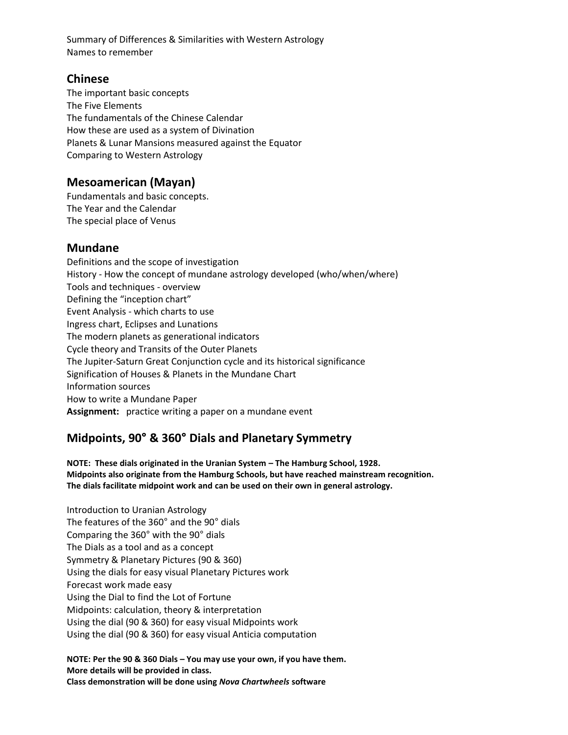Summary of Differences & Similarities with Western Astrology
Names to remember

## Chinese

The important basic concepts
The Five Elements
The fundamentals of the Chinese Calendar
How these are used as a system of Divination
Planets & Lunar Mansions measured against the Equator
Comparing to Western Astrology

## Mesoamerican (Mayan)

Fundamentals and basic concepts.
The Year and the Calendar
The special place of Venus

## Mundane

Definitions and the scope of investigation
History - How the concept of mundane astrology developed (who/when/where)
Tools and techniques - overview
Defining the "inception chart"
Event Analysis - which charts to use
Ingress chart, Eclipses and Lunations
The modern planets as generational indicators
Cycle theory and Transits of the Outer Planets
The Jupiter-Saturn Great Conjunction cycle and its historical significance
Signification of Houses & Planets in the Mundane Chart
Information sources
How to write a Mundane Paper
**Assignment:** practice writing a paper on a mundane event

## Midpoints, 90° & 360° Dials and Planetary Symmetry

**NOTE: These dials originated in the Uranian System – The Hamburg School, 1928.**
**Midpoints also originate from the Hamburg Schools, but have reached mainstream recognition.**
**The dials facilitate midpoint work and can be used on their own in general astrology.**

Introduction to Uranian Astrology
The features of the 360° and the 90° dials
Comparing the 360° with the 90° dials
The Dials as a tool and as a concept
Symmetry & Planetary Pictures (90 & 360)
Using the dials for easy visual Planetary Pictures work
Forecast work made easy
Using the Dial to find the Lot of Fortune
Midpoints: calculation, theory & interpretation
Using the dial (90 & 360) for easy visual Midpoints work
Using the dial (90 & 360) for easy visual Anticia computation

**NOTE: Per the 90 & 360 Dials – You may use your own, if you have them.**
**More details will be provided in class.**
**Class demonstration will be done using *Nova Chartwheels* software**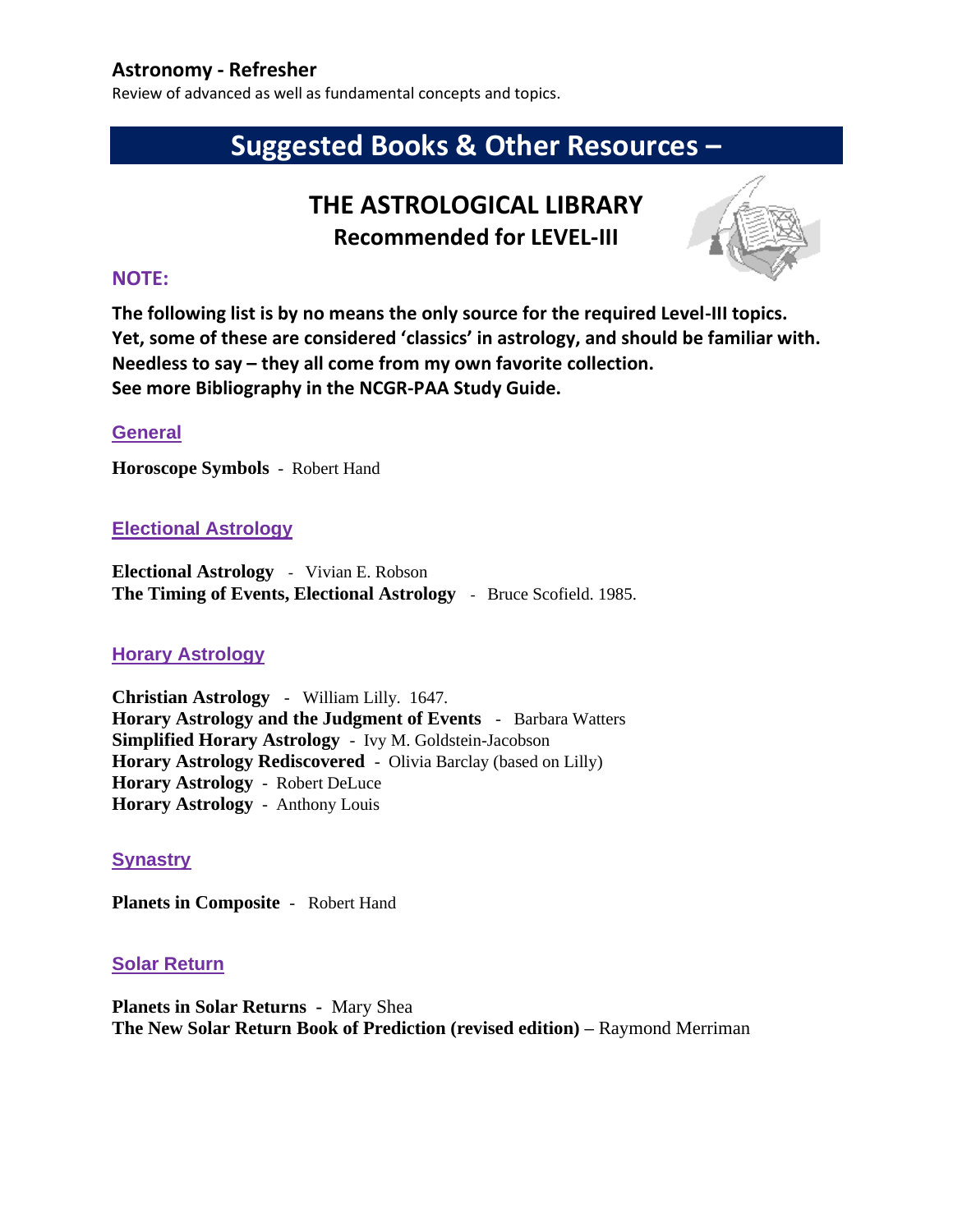**Astronomy - Refresher**
Review of advanced as well as fundamental concepts and topics.

# Suggested Books & Other Resources –

## THE ASTROLOGICAL LIBRARY
### Recommended for LEVEL-III

**NOTE:**

**The following list is by no means the only source for the required Level-III topics. Yet, some of these are considered 'classics' in astrology, and should be familiar with. Needless to say – they all come from my own favorite collection. See more Bibliography in the NCGR-PAA Study Guide.**

### General

**Horoscope Symbols** - Robert Hand

### Electional Astrology

**Electional Astrology** - Vivian E. Robson
**The Timing of Events, Electional Astrology** - Bruce Scofield. 1985.

### Horary Astrology

**Christian Astrology** - William Lilly. 1647.
**Horary Astrology and the Judgment of Events** - Barbara Watters
**Simplified Horary Astrology** - Ivy M. Goldstein-Jacobson
**Horary Astrology Rediscovered** - Olivia Barclay (based on Lilly)
**Horary Astrology** - Robert DeLuce
**Horary Astrology** - Anthony Louis

### Synastry

**Planets in Composite** - Robert Hand

### Solar Return

**Planets in Solar Returns** - Mary Shea
**The New Solar Return Book of Prediction (revised edition)** – Raymond Merriman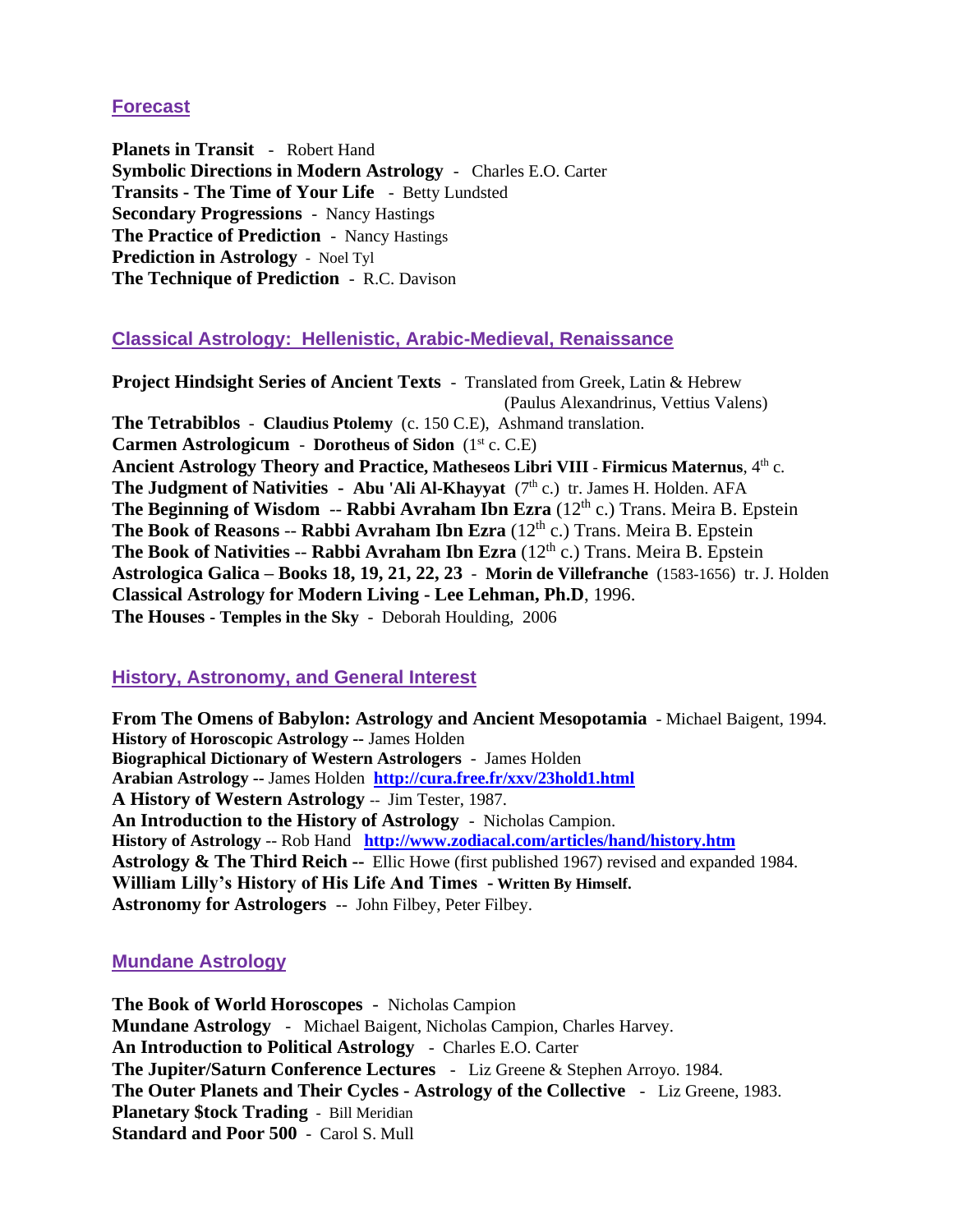## Forecast

**Planets in Transit** - Robert Hand
**Symbolic Directions in Modern Astrology** - Charles E.O. Carter
**Transits - The Time of Your Life** - Betty Lundsted
**Secondary Progressions** - Nancy Hastings
**The Practice of Prediction** - Nancy Hastings
**Prediction in Astrology** - Noel Tyl
**The Technique of Prediction** - R.C. Davison

## Classical Astrology: Hellenistic, Arabic-Medieval, Renaissance

**Project Hindsight Series of Ancient Texts** - Translated from Greek, Latin & Hebrew (Paulus Alexandrinus, Vettius Valens)
**The Tetrabiblos** - **Claudius Ptolemy** (c. 150 C.E), Ashmand translation.
**Carmen Astrologicum** - **Dorotheus of Sidon** (1st c. C.E)
**Ancient Astrology Theory and Practice, Matheseos Libri VIII** - **Firmicus Maternus**, 4th c.
**The Judgment of Nativities - Abu 'Ali Al-Khayyat** (7th c.) tr. James H. Holden. AFA
**The Beginning of Wisdom** -- **Rabbi Avraham Ibn Ezra** (12th c.) Trans. Meira B. Epstein
**The Book of Reasons** -- **Rabbi Avraham Ibn Ezra** (12th c.) Trans. Meira B. Epstein
**The Book of Nativities** -- **Rabbi Avraham Ibn Ezra** (12th c.) Trans. Meira B. Epstein
**Astrologica Galica – Books 18, 19, 21, 22, 23** - **Morin de Villefranche** (1583-1656) tr. J. Holden
**Classical Astrology for Modern Living - Lee Lehman, Ph.D**, 1996.
**The Houses - Temples in the Sky** - Deborah Houlding, 2006

## History, Astronomy, and General Interest

**From The Omens of Babylon: Astrology and Ancient Mesopotamia** - Michael Baigent, 1994.
**History of Horoscopic Astrology --** James Holden
**Biographical Dictionary of Western Astrologers** - James Holden
**Arabian Astrology --** James Holden **http://cura.free.fr/xxv/23hold1.html**
**A History of Western Astrology** -- Jim Tester, 1987.
**An Introduction to the History of Astrology** - Nicholas Campion.
**History of Astrology** -- Rob Hand **http://www.zodiacal.com/articles/hand/history.htm**
**Astrology & The Third Reich --** Ellic Howe (first published 1967) revised and expanded 1984.
**William Lilly's History of His Life And Times - Written By Himself.**
**Astronomy for Astrologers** -- John Filbey, Peter Filbey.

## Mundane Astrology

**The Book of World Horoscopes** - Nicholas Campion
**Mundane Astrology** - Michael Baigent, Nicholas Campion, Charles Harvey.
**An Introduction to Political Astrology** - Charles E.O. Carter
**The Jupiter/Saturn Conference Lectures** - Liz Greene & Stephen Arroyo. 1984.
**The Outer Planets and Their Cycles - Astrology of the Collective** - Liz Greene, 1983.
**Planetary $tock Trading** - Bill Meridian
**Standard and Poor 500** - Carol S. Mull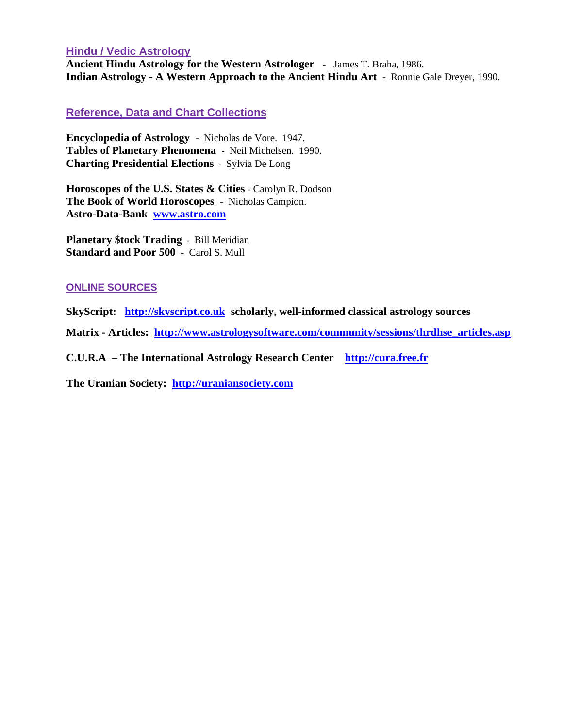## Hindu / Vedic Astrology

**Ancient Hindu Astrology for the Western Astrologer** - James T. Braha, 1986.
**Indian Astrology - A Western Approach to the Ancient Hindu Art** - Ronnie Gale Dreyer, 1990.

## Reference, Data and Chart Collections

**Encyclopedia of Astrology** - Nicholas de Vore. 1947.
**Tables of Planetary Phenomena** - Neil Michelsen. 1990.
**Charting Presidential Elections** - Sylvia De Long

**Horoscopes of the U.S. States & Cities** - Carolyn R. Dodson
**The Book of World Horoscopes** - Nicholas Campion.
**Astro-Data-Bank** [www.astro.com](www.astro.com)

**Planetary $tock Trading** - Bill Meridian
**Standard and Poor 500** - Carol S. Mull

## ONLINE SOURCES

**SkyScript:** [http://skyscript.co.uk](http://skyscript.co.uk) **scholarly, well-informed classical astrology sources**

**Matrix - Articles:** [http://www.astrologysoftware.com/community/sessions/thrdhse_articles.asp](http://www.astrologysoftware.com/community/sessions/thrdhse_articles.asp)

**C.U.R.A – The International Astrology Research Center** [http://cura.free.fr](http://cura.free.fr)

**The Uranian Society:** [http://uraniansociety.com](http://uraniansociety.com)